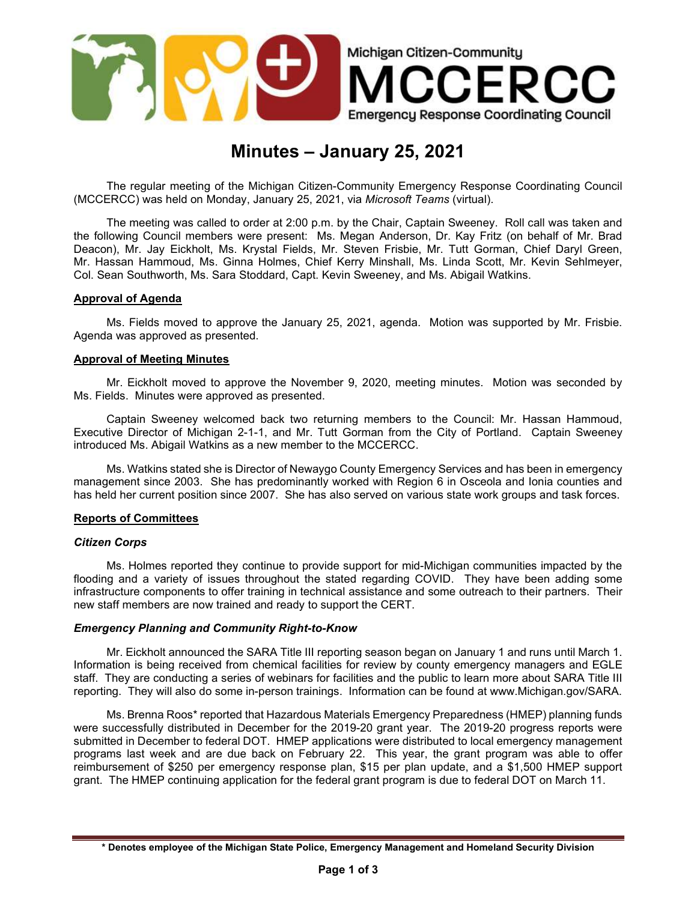Michigan Citizen-Community
MCCERCC
Emergency Response Coordinating Council

# Minutes – January 25, 2021

The regular meeting of the Michigan Citizen-Community Emergency Response Coordinating Council (MCCERCC) was held on Monday, January 25, 2021, via *Microsoft Teams* (virtual).

The meeting was called to order at 2:00 p.m. by the Chair, Captain Sweeney. Roll call was taken and the following Council members were present: Ms. Megan Anderson, Dr. Kay Fritz (on behalf of Mr. Brad Deacon), Mr. Jay Eickholt, Ms. Krystal Fields, Mr. Steven Frisbie, Mr. Tutt Gorman, Chief Daryl Green, Mr. Hassan Hammoud, Ms. Ginna Holmes, Chief Kerry Minshall, Ms. Linda Scott, Mr. Kevin Sehlmeyer, Col. Sean Southworth, Ms. Sara Stoddard, Capt. Kevin Sweeney, and Ms. Abigail Watkins.

## Approval of Agenda

Ms. Fields moved to approve the January 25, 2021, agenda. Motion was supported by Mr. Frisbie. Agenda was approved as presented.

## Approval of Meeting Minutes

Mr. Eickholt moved to approve the November 9, 2020, meeting minutes. Motion was seconded by Ms. Fields. Minutes were approved as presented.

Captain Sweeney welcomed back two returning members to the Council: Mr. Hassan Hammoud, Executive Director of Michigan 2-1-1, and Mr. Tutt Gorman from the City of Portland. Captain Sweeney introduced Ms. Abigail Watkins as a new member to the MCCERCC.

Ms. Watkins stated she is Director of Newaygo County Emergency Services and has been in emergency management since 2003. She has predominantly worked with Region 6 in Osceola and Ionia counties and has held her current position since 2007. She has also served on various state work groups and task forces.

## Reports of Committees

### *Citizen Corps*

Ms. Holmes reported they continue to provide support for mid-Michigan communities impacted by the flooding and a variety of issues throughout the stated regarding COVID. They have been adding some infrastructure components to offer training in technical assistance and some outreach to their partners. Their new staff members are now trained and ready to support the CERT.

### *Emergency Planning and Community Right-to-Know*

Mr. Eickholt announced the SARA Title III reporting season began on January 1 and runs until March 1. Information is being received from chemical facilities for review by county emergency managers and EGLE staff. They are conducting a series of webinars for facilities and the public to learn more about SARA Title III reporting. They will also do some in-person trainings. Information can be found at www.Michigan.gov/SARA.

Ms. Brenna Roos* reported that Hazardous Materials Emergency Preparedness (HMEP) planning funds were successfully distributed in December for the 2019-20 grant year. The 2019-20 progress reports were submitted in December to federal DOT. HMEP applications were distributed to local emergency management programs last week and are due back on February 22. This year, the grant program was able to offer reimbursement of $250 per emergency response plan, $15 per plan update, and a $1,500 HMEP support grant. The HMEP continuing application for the federal grant program is due to federal DOT on March 11.

**\* Denotes employee of the Michigan State Police, Emergency Management and Homeland Security Division**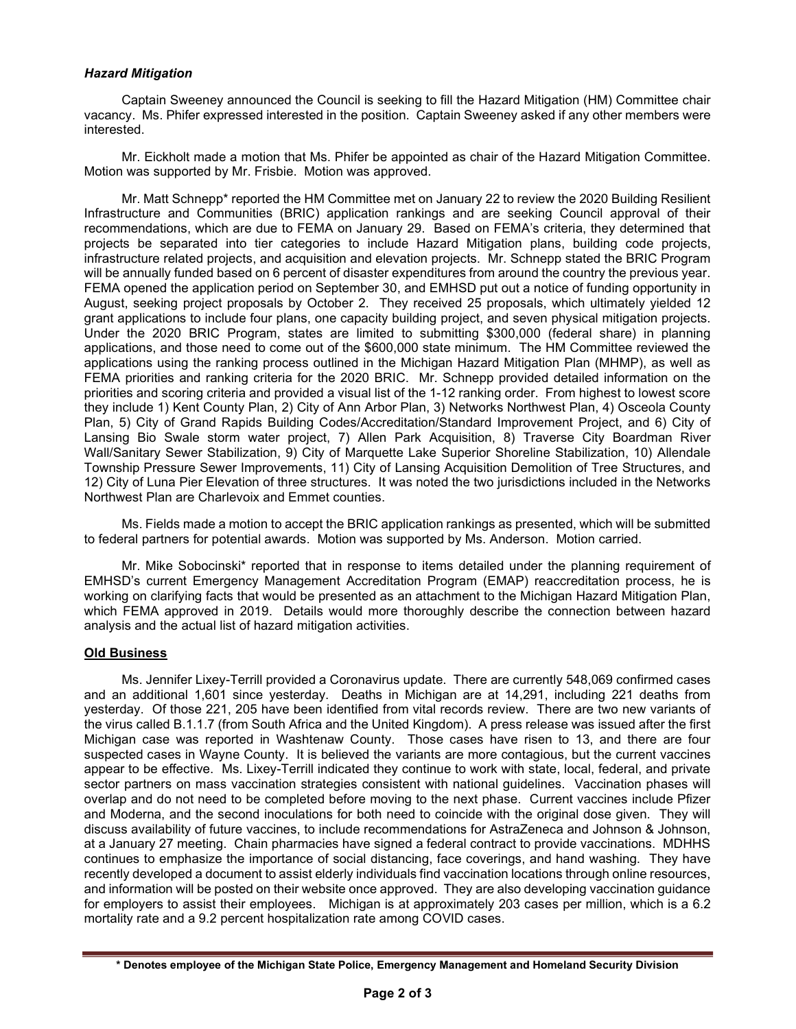### *Hazard Mitigation*

Captain Sweeney announced the Council is seeking to fill the Hazard Mitigation (HM) Committee chair vacancy. Ms. Phifer expressed interested in the position. Captain Sweeney asked if any other members were interested.

Mr. Eickholt made a motion that Ms. Phifer be appointed as chair of the Hazard Mitigation Committee. Motion was supported by Mr. Frisbie. Motion was approved.

Mr. Matt Schnepp* reported the HM Committee met on January 22 to review the 2020 Building Resilient Infrastructure and Communities (BRIC) application rankings and are seeking Council approval of their recommendations, which are due to FEMA on January 29. Based on FEMA's criteria, they determined that projects be separated into tier categories to include Hazard Mitigation plans, building code projects, infrastructure related projects, and acquisition and elevation projects. Mr. Schnepp stated the BRIC Program will be annually funded based on 6 percent of disaster expenditures from around the country the previous year. FEMA opened the application period on September 30, and EMHSD put out a notice of funding opportunity in August, seeking project proposals by October 2. They received 25 proposals, which ultimately yielded 12 grant applications to include four plans, one capacity building project, and seven physical mitigation projects. Under the 2020 BRIC Program, states are limited to submitting $300,000 (federal share) in planning applications, and those need to come out of the $600,000 state minimum. The HM Committee reviewed the applications using the ranking process outlined in the Michigan Hazard Mitigation Plan (MHMP), as well as FEMA priorities and ranking criteria for the 2020 BRIC. Mr. Schnepp provided detailed information on the priorities and scoring criteria and provided a visual list of the 1-12 ranking order. From highest to lowest score they include 1) Kent County Plan, 2) City of Ann Arbor Plan, 3) Networks Northwest Plan, 4) Osceola County Plan, 5) City of Grand Rapids Building Codes/Accreditation/Standard Improvement Project, and 6) City of Lansing Bio Swale storm water project, 7) Allen Park Acquisition, 8) Traverse City Boardman River Wall/Sanitary Sewer Stabilization, 9) City of Marquette Lake Superior Shoreline Stabilization, 10) Allendale Township Pressure Sewer Improvements, 11) City of Lansing Acquisition Demolition of Tree Structures, and 12) City of Luna Pier Elevation of three structures. It was noted the two jurisdictions included in the Networks Northwest Plan are Charlevoix and Emmet counties.

Ms. Fields made a motion to accept the BRIC application rankings as presented, which will be submitted to federal partners for potential awards. Motion was supported by Ms. Anderson. Motion carried.

Mr. Mike Sobocinski* reported that in response to items detailed under the planning requirement of EMHSD's current Emergency Management Accreditation Program (EMAP) reaccreditation process, he is working on clarifying facts that would be presented as an attachment to the Michigan Hazard Mitigation Plan, which FEMA approved in 2019. Details would more thoroughly describe the connection between hazard analysis and the actual list of hazard mitigation activities.

## **Old Business**

Ms. Jennifer Lixey-Terrill provided a Coronavirus update. There are currently 548,069 confirmed cases and an additional 1,601 since yesterday. Deaths in Michigan are at 14,291, including 221 deaths from yesterday. Of those 221, 205 have been identified from vital records review. There are two new variants of the virus called B.1.1.7 (from South Africa and the United Kingdom). A press release was issued after the first Michigan case was reported in Washtenaw County. Those cases have risen to 13, and there are four suspected cases in Wayne County. It is believed the variants are more contagious, but the current vaccines appear to be effective. Ms. Lixey-Terrill indicated they continue to work with state, local, federal, and private sector partners on mass vaccination strategies consistent with national guidelines. Vaccination phases will overlap and do not need to be completed before moving to the next phase. Current vaccines include Pfizer and Moderna, and the second inoculations for both need to coincide with the original dose given. They will discuss availability of future vaccines, to include recommendations for AstraZeneca and Johnson & Johnson, at a January 27 meeting. Chain pharmacies have signed a federal contract to provide vaccinations. MDHHS continues to emphasize the importance of social distancing, face coverings, and hand washing. They have recently developed a document to assist elderly individuals find vaccination locations through online resources, and information will be posted on their website once approved. They are also developing vaccination guidance for employers to assist their employees. Michigan is at approximately 203 cases per million, which is a 6.2 mortality rate and a 9.2 percent hospitalization rate among COVID cases.

**\* Denotes employee of the Michigan State Police, Emergency Management and Homeland Security Division**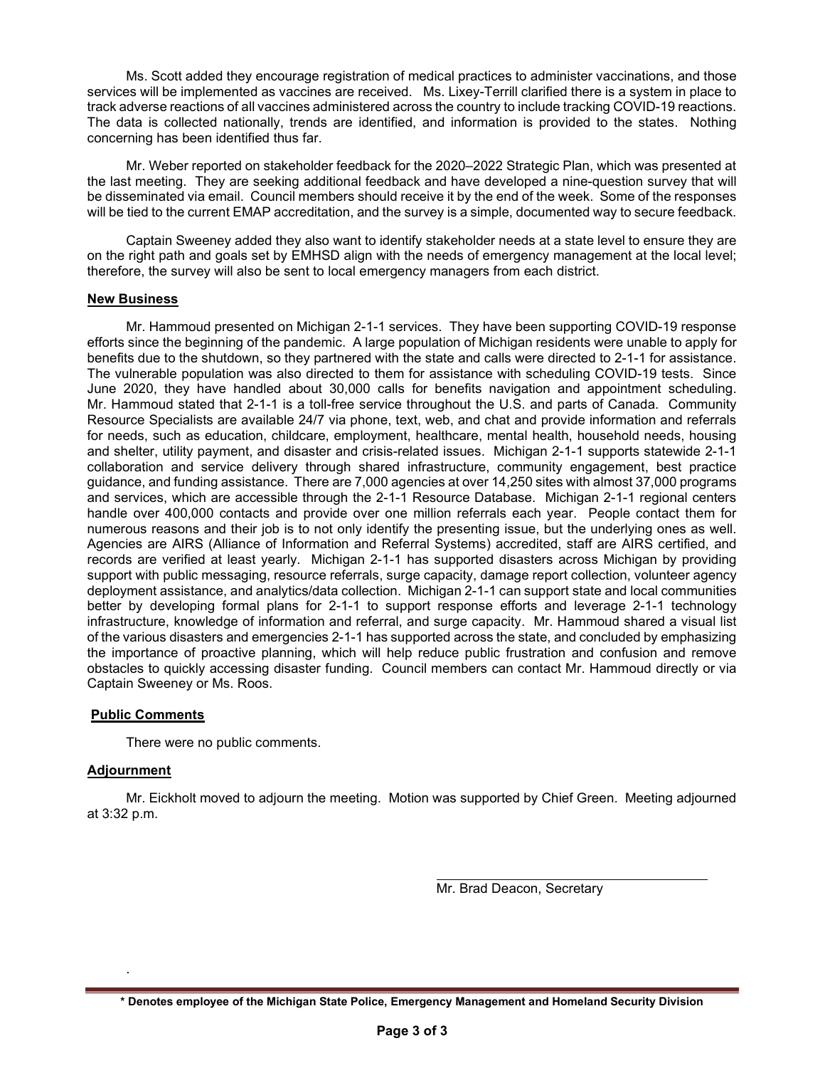Ms. Scott added they encourage registration of medical practices to administer vaccinations, and those services will be implemented as vaccines are received. Ms. Lixey-Terrill clarified there is a system in place to track adverse reactions of all vaccines administered across the country to include tracking COVID-19 reactions. The data is collected nationally, trends are identified, and information is provided to the states. Nothing concerning has been identified thus far.

Mr. Weber reported on stakeholder feedback for the 2020–2022 Strategic Plan, which was presented at the last meeting. They are seeking additional feedback and have developed a nine-question survey that will be disseminated via email. Council members should receive it by the end of the week. Some of the responses will be tied to the current EMAP accreditation, and the survey is a simple, documented way to secure feedback.

Captain Sweeney added they also want to identify stakeholder needs at a state level to ensure they are on the right path and goals set by EMHSD align with the needs of emergency management at the local level; therefore, the survey will also be sent to local emergency managers from each district.

**New Business**

Mr. Hammoud presented on Michigan 2-1-1 services. They have been supporting COVID-19 response efforts since the beginning of the pandemic. A large population of Michigan residents were unable to apply for benefits due to the shutdown, so they partnered with the state and calls were directed to 2-1-1 for assistance. The vulnerable population was also directed to them for assistance with scheduling COVID-19 tests. Since June 2020, they have handled about 30,000 calls for benefits navigation and appointment scheduling. Mr. Hammoud stated that 2-1-1 is a toll-free service throughout the U.S. and parts of Canada. Community Resource Specialists are available 24/7 via phone, text, web, and chat and provide information and referrals for needs, such as education, childcare, employment, healthcare, mental health, household needs, housing and shelter, utility payment, and disaster and crisis-related issues. Michigan 2-1-1 supports statewide 2-1-1 collaboration and service delivery through shared infrastructure, community engagement, best practice guidance, and funding assistance. There are 7,000 agencies at over 14,250 sites with almost 37,000 programs and services, which are accessible through the 2-1-1 Resource Database. Michigan 2-1-1 regional centers handle over 400,000 contacts and provide over one million referrals each year. People contact them for numerous reasons and their job is to not only identify the presenting issue, but the underlying ones as well. Agencies are AIRS (Alliance of Information and Referral Systems) accredited, staff are AIRS certified, and records are verified at least yearly. Michigan 2-1-1 has supported disasters across Michigan by providing support with public messaging, resource referrals, surge capacity, damage report collection, volunteer agency deployment assistance, and analytics/data collection. Michigan 2-1-1 can support state and local communities better by developing formal plans for 2-1-1 to support response efforts and leverage 2-1-1 technology infrastructure, knowledge of information and referral, and surge capacity. Mr. Hammoud shared a visual list of the various disasters and emergencies 2-1-1 has supported across the state, and concluded by emphasizing the importance of proactive planning, which will help reduce public frustration and confusion and remove obstacles to quickly accessing disaster funding. Council members can contact Mr. Hammoud directly or via Captain Sweeney or Ms. Roos.

**Public Comments**

There were no public comments.

**Adjournment**

Mr. Eickholt moved to adjourn the meeting. Motion was supported by Chief Green. Meeting adjourned at 3:32 p.m.

Mr. Brad Deacon, Secretary

**\* Denotes employee of the Michigan State Police, Emergency Management and Homeland Security Division**